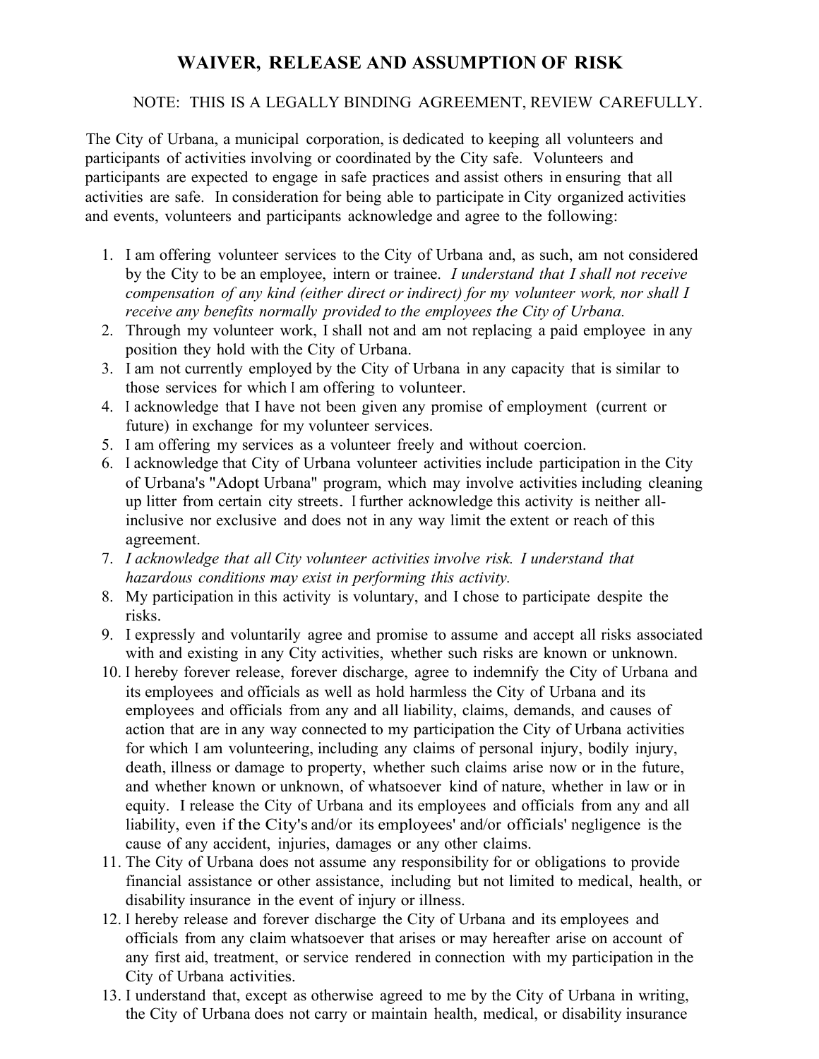# WAIVER, RELEASE AND ASSUMPTION OF RISK

NOTE: THIS IS A LEGALLY BINDING AGREEMENT, REVIEW CAREFULLY.

The City of Urbana, a municipal corporation, is dedicated to keeping all volunteers and participants of activities involving or coordinated by the City safe. Volunteers and participants are expected to engage in safe practices and assist others in ensuring that all activities are safe. In consideration for being able to participate in City organized activities and events, volunteers and participants acknowledge and agree to the following:

1. I am offering volunteer services to the City of Urbana and, as such, am not considered by the City to be an employee, intern or trainee. *I understand that I shall not receive compensation of any kind (either direct or indirect) for my volunteer work, nor shall I receive any benefits normally provided to the employees the City of Urbana.*
2. Through my volunteer work, I shall not and am not replacing a paid employee in any position they hold with the City of Urbana.
3. I am not currently employed by the City of Urbana in any capacity that is similar to those services for which I am offering to volunteer.
4. I acknowledge that I have not been given any promise of employment (current or future) in exchange for my volunteer services.
5. I am offering my services as a volunteer freely and without coercion.
6. I acknowledge that City of Urbana volunteer activities include participation in the City of Urbana's "Adopt Urbana" program, which may involve activities including cleaning up litter from certain city streets. I further acknowledge this activity is neither all-inclusive nor exclusive and does not in any way limit the extent or reach of this agreement.
7. *I acknowledge that all City volunteer activities involve risk. I understand that hazardous conditions may exist in performing this activity.*
8. My participation in this activity is voluntary, and I chose to participate despite the risks.
9. I expressly and voluntarily agree and promise to assume and accept all risks associated with and existing in any City activities, whether such risks are known or unknown.
10. I hereby forever release, forever discharge, agree to indemnify the City of Urbana and its employees and officials as well as hold harmless the City of Urbana and its employees and officials from any and all liability, claims, demands, and causes of action that are in any way connected to my participation the City of Urbana activities for which I am volunteering, including any claims of personal injury, bodily injury, death, illness or damage to property, whether such claims arise now or in the future, and whether known or unknown, of whatsoever kind of nature, whether in law or in equity. I release the City of Urbana and its employees and officials from any and all liability, even if the City's and/or its employees' and/or officials' negligence is the cause of any accident, injuries, damages or any other claims.
11. The City of Urbana does not assume any responsibility for or obligations to provide financial assistance or other assistance, including but not limited to medical, health, or disability insurance in the event of injury or illness.
12. I hereby release and forever discharge the City of Urbana and its employees and officials from any claim whatsoever that arises or may hereafter arise on account of any first aid, treatment, or service rendered in connection with my participation in the City of Urbana activities.
13. I understand that, except as otherwise agreed to me by the City of Urbana in writing, the City of Urbana does not carry or maintain health, medical, or disability insurance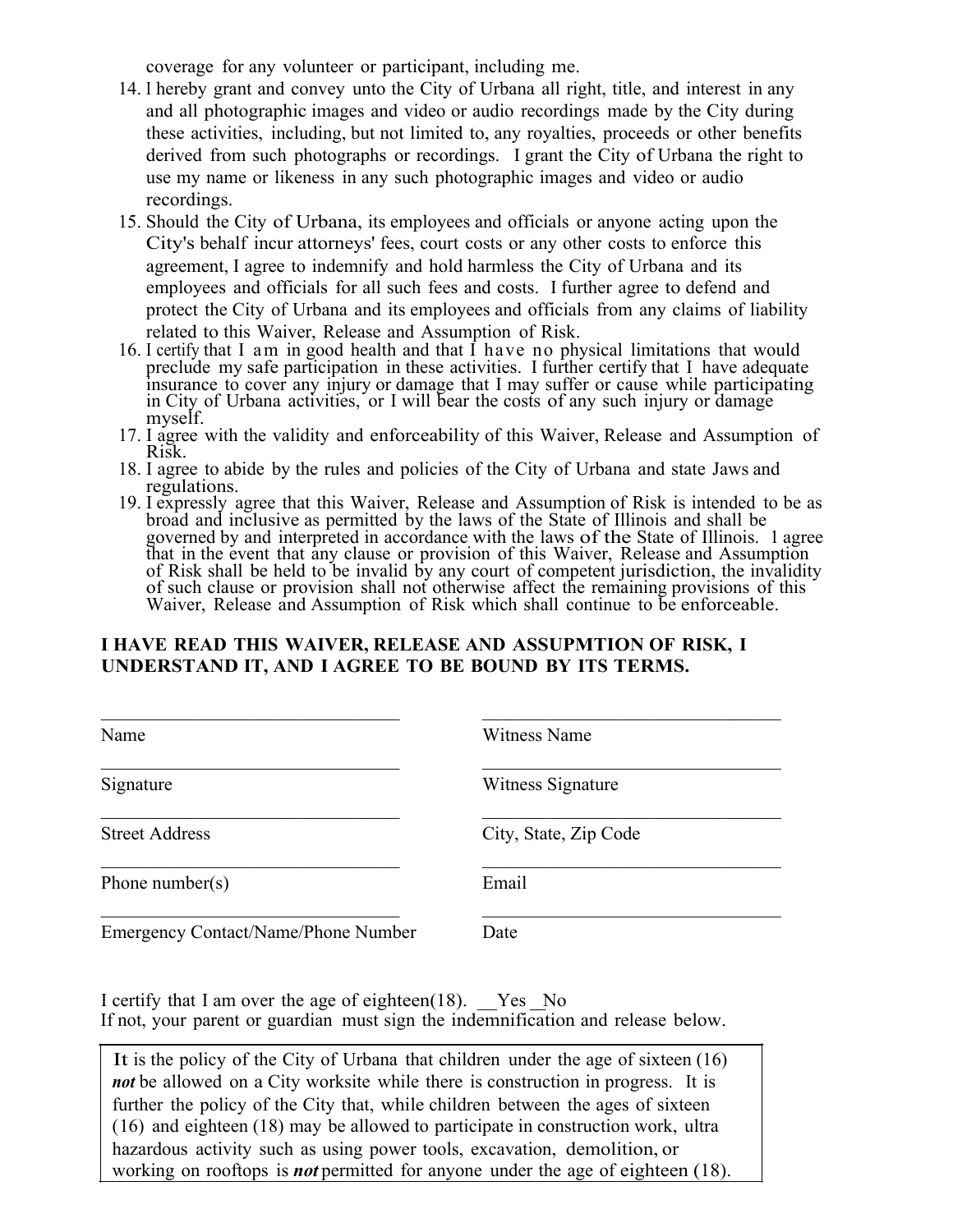coverage for any volunteer or participant, including me.

14. I hereby grant and convey unto the City of Urbana all right, title, and interest in any and all photographic images and video or audio recordings made by the City during these activities, including, but not limited to, any royalties, proceeds or other benefits derived from such photographs or recordings. I grant the City of Urbana the right to use my name or likeness in any such photographic images and video or audio recordings.
15. Should the City of Urbana, its employees and officials or anyone acting upon the City's behalf incur attorneys' fees, court costs or any other costs to enforce this agreement, I agree to indemnify and hold harmless the City of Urbana and its employees and officials for all such fees and costs. I further agree to defend and protect the City of Urbana and its employees and officials from any claims of liability related to this Waiver, Release and Assumption of Risk.
16. I certify that I am in good health and that I have no physical limitations that would preclude my safe participation in these activities. I further certify that I have adequate insurance to cover any injury or damage that I may suffer or cause while participating in City of Urbana activities, or I will bear the costs of any such injury or damage myself.
17. I agree with the validity and enforceability of this Waiver, Release and Assumption of Risk.
18. I agree to abide by the rules and policies of the City of Urbana and state Jaws and regulations.
19. I expressly agree that this Waiver, Release and Assumption of Risk is intended to be as broad and inclusive as permitted by the laws of the State of Illinois and shall be governed by and interpreted in accordance with the laws of the State of Illinois. 1 agree that in the event that any clause or provision of this Waiver, Release and Assumption of Risk shall be held to be invalid by any court of competent jurisdiction, the invalidity of such clause or provision shall not otherwise affect the remaining provisions of this Waiver, Release and Assumption of Risk which shall continue to be enforceable.

**I HAVE READ THIS WAIVER, RELEASE AND ASSUPMTION OF RISK, I UNDERSTAND IT, AND I AGREE TO BE BOUND BY ITS TERMS.**

| | |
|---|---|
| ______________________________ | ______________________________ |
| Name | Witness Name |
| ______________________________ | ______________________________ |
| Signature | Witness Signature |
| ______________________________ | ______________________________ |
| Street Address | City, State, Zip Code |
| ______________________________ | ______________________________ |
| Phone number(s) | Email |
| ______________________________ | ______________________________ |
| Emergency Contact/Name/Phone Number | Date |

I certify that I am over the age of eighteen(18). __Yes _No
If not, your parent or guardian must sign the indemnification and release below.

It is the policy of the City of Urbana that children under the age of sixteen (16) ***not*** be allowed on a City worksite while there is construction in progress. It is further the policy of the City that, while children between the ages of sixteen (16) and eighteen (18) may be allowed to participate in construction work, ultra hazardous activity such as using power tools, excavation, demolition, or working on rooftops is ***not*** permitted for anyone under the age of eighteen (18).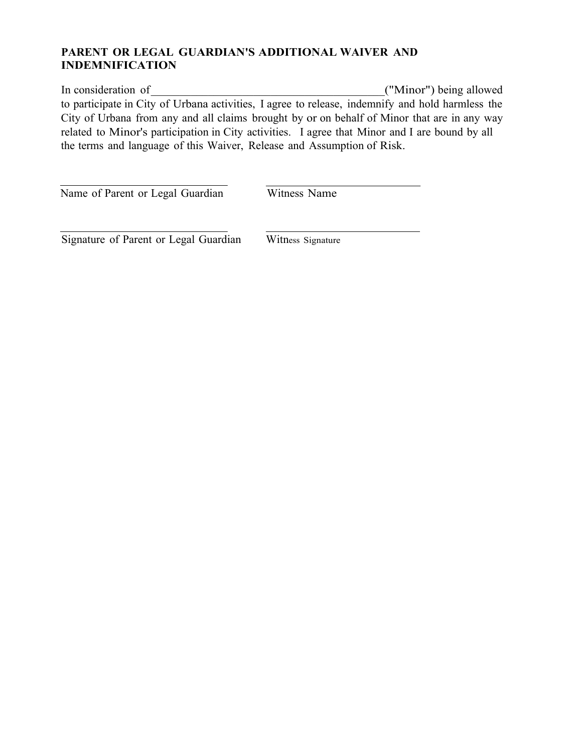**PARENT OR LEGAL GUARDIAN'S ADDITIONAL WAIVER AND INDEMNIFICATION**

In consideration of________________________________________("Minor") being allowed to participate in City of Urbana activities, I agree to release, indemnify and hold harmless the City of Urbana from any and all claims brought by or on behalf of Minor that are in any way related to Minor's participation in City activities. I agree that Minor and I are bound by all the terms and language of this Waiver, Release and Assumption of Risk.

| | |
|---|---|
| ______________________________ | ______________________________ |
| Name of Parent or Legal Guardian | Witness Name |
| ______________________________ | ______________________________ |
| Signature of Parent or Legal Guardian | Witness Signature |